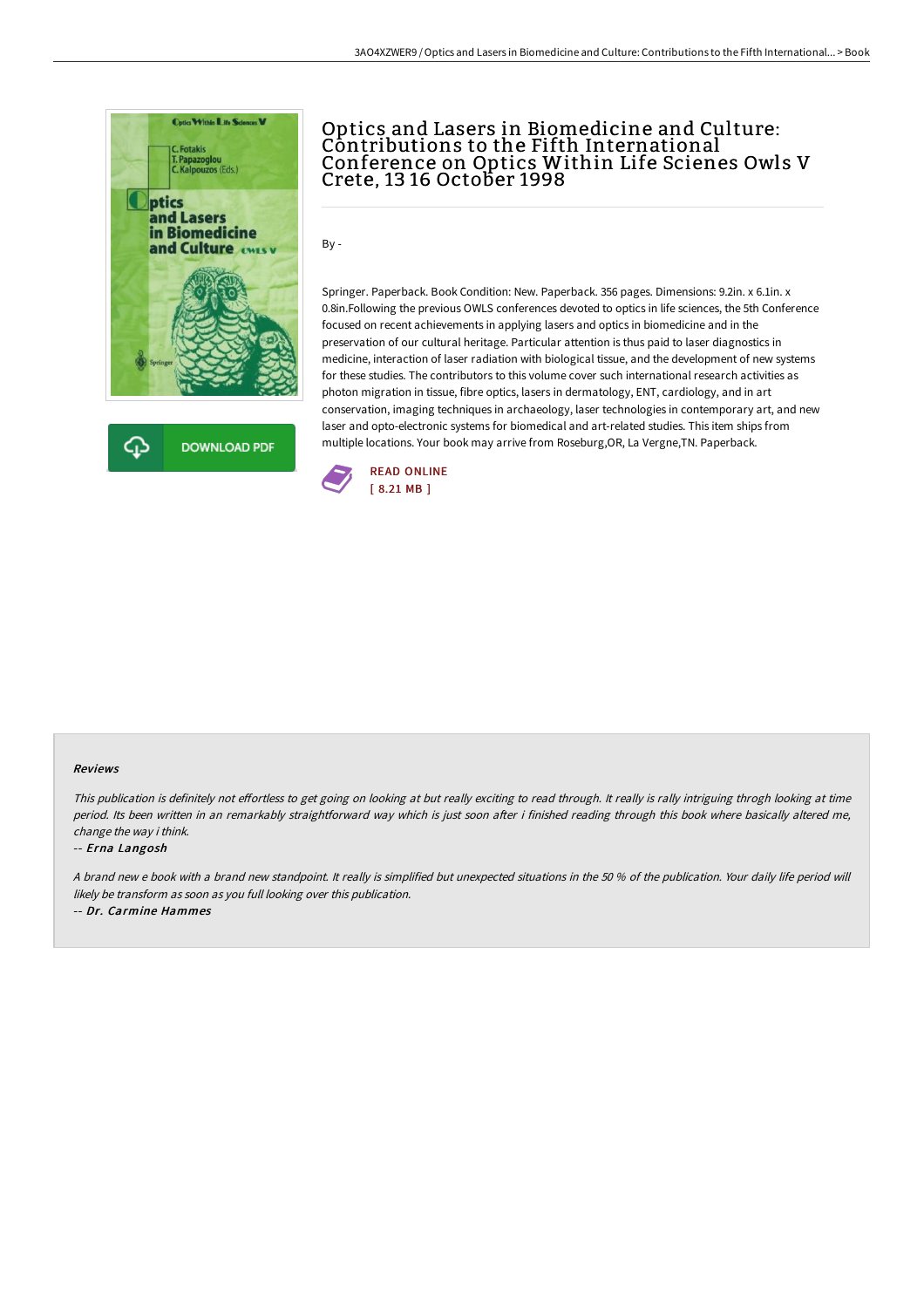# Optics and Lasers in Biomedicine and Culture: Contributions to the Fifth International Conference on Optics Within Life Scienes Owls V Crete, 13 16 October 1998

By -

Springer. Paperback. Book Condition: New. Paperback. 356 pages. Dimensions: 9.2in. x 6.1in. x 0.8in.Following the previous OWLS conferences devoted to optics in life sciences, the 5th Conference focused on recent achievements in applying lasers and optics in biomedicine and in the preservation of our cultural heritage. Particular attention is thus paid to laser diagnostics in medicine, interaction of laser radiation with biological tissue, and the development of new systems for these studies. The contributors to this volume cover such international research activities as photon migration in tissue, fibre optics, lasers in dermatology, ENT, cardiology, and in art conservation, imaging techniques in archaeology, laser technologies in contemporary art, and new laser and opto-electronic systems for biomedical and art-related studies. This item ships from multiple locations. Your book may arrive from Roseburg,OR, La Vergne,TN. Paperback.

READ ONLINE
[ 8.21 MB ]

#### Reviews

*This publication is definitely not effortless to get going on looking at but really exciting to read through. It really is rally intriguing throgh looking at time period. Its been written in an remarkably straightforward way which is just soon after i finished reading through this book where basically altered me, change the way i think.*

-- *Erna Langosh*

*A brand new e book with a brand new standpoint. It really is simplified but unexpected situations in the 50 % of the publication. Your daily life period will likely be transform as soon as you full looking over this publication.*

-- *Dr. Carmine Hammes*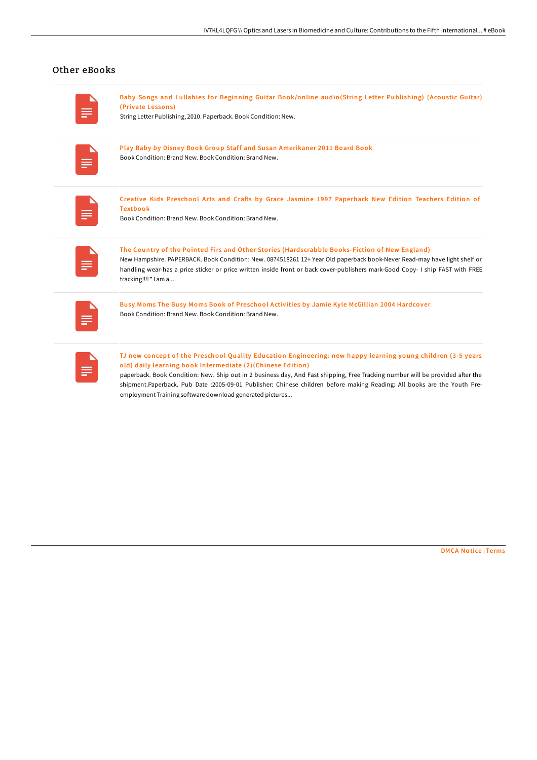## Other eBooks

**Baby Songs and Lullabies for Beginning Guitar Book/online audio(String Letter Publishing) (Acoustic Guitar) (Private Lessons)**
String Letter Publishing, 2010. Paperback. Book Condition: New.

**Play Baby by Disney Book Group Staff and Susan Amerikaner 2011 Board Book**
Book Condition: Brand New. Book Condition: Brand New.

**Creative Kids Preschool Arts and Crafts by Grace Jasmine 1997 Paperback New Edition Teachers Edition of Textbook**
Book Condition: Brand New. Book Condition: Brand New.

**The Country of the Pointed Firs and Other Stories (Hardscrabble Books-Fiction of New England)**
New Hampshire. PAPERBACK. Book Condition: New. 0874518261 12+ Year Old paperback book-Never Read-may have light shelf or handling wear-has a price sticker or price written inside front or back cover-publishers mark-Good Copy- I ship FAST with FREE tracking!!!! * I am a...

**Busy Moms The Busy Moms Book of Preschool Activities by Jamie Kyle McGillian 2004 Hardcover**
Book Condition: Brand New. Book Condition: Brand New.

**TJ new concept of the Preschool Quality Education Engineering: new happy learning young children (3-5 years old) daily learning book Intermediate (2)(Chinese Edition)**
paperback. Book Condition: New. Ship out in 2 business day, And Fast shipping, Free Tracking number will be provided after the shipment.Paperback. Pub Date :2005-09-01 Publisher: Chinese children before making Reading: All books are the Youth Pre-employment Training software download generated pictures...

DMCA Notice | Terms